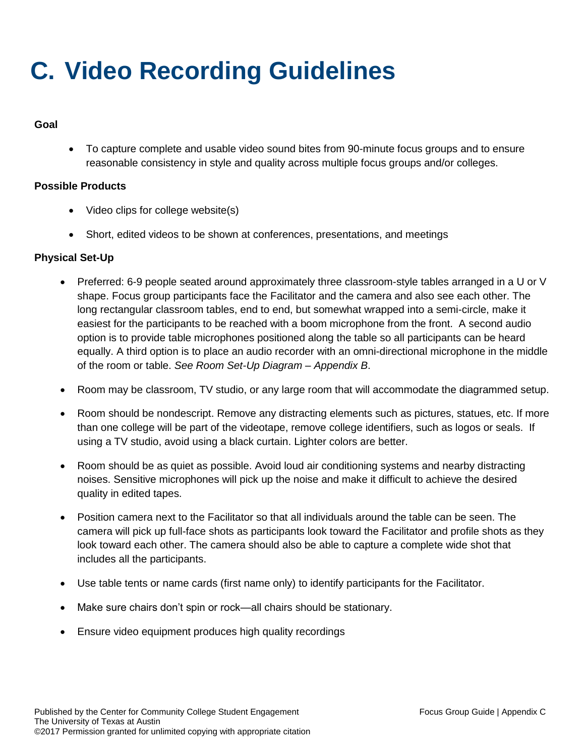# C. Video Recording Guidelines

**Goal**

- To capture complete and usable video sound bites from 90-minute focus groups and to ensure reasonable consistency in style and quality across multiple focus groups and/or colleges.

**Possible Products**

- Video clips for college website(s)
- Short, edited videos to be shown at conferences, presentations, and meetings

**Physical Set-Up**

- Preferred: 6-9 people seated around approximately three classroom-style tables arranged in a U or V shape. Focus group participants face the Facilitator and the camera and also see each other. The long rectangular classroom tables, end to end, but somewhat wrapped into a semi-circle, make it easiest for the participants to be reached with a boom microphone from the front. A second audio option is to provide table microphones positioned along the table so all participants can be heard equally. A third option is to place an audio recorder with an omni-directional microphone in the middle of the room or table. *See Room Set-Up Diagram – Appendix B*.
- Room may be classroom, TV studio, or any large room that will accommodate the diagrammed setup.
- Room should be nondescript. Remove any distracting elements such as pictures, statues, etc. If more than one college will be part of the videotape, remove college identifiers, such as logos or seals. If using a TV studio, avoid using a black curtain. Lighter colors are better.
- Room should be as quiet as possible. Avoid loud air conditioning systems and nearby distracting noises. Sensitive microphones will pick up the noise and make it difficult to achieve the desired quality in edited tapes.
- Position camera next to the Facilitator so that all individuals around the table can be seen. The camera will pick up full-face shots as participants look toward the Facilitator and profile shots as they look toward each other. The camera should also be able to capture a complete wide shot that includes all the participants.
- Use table tents or name cards (first name only) to identify participants for the Facilitator.
- Make sure chairs don't spin or rock—all chairs should be stationary.
- Ensure video equipment produces high quality recordings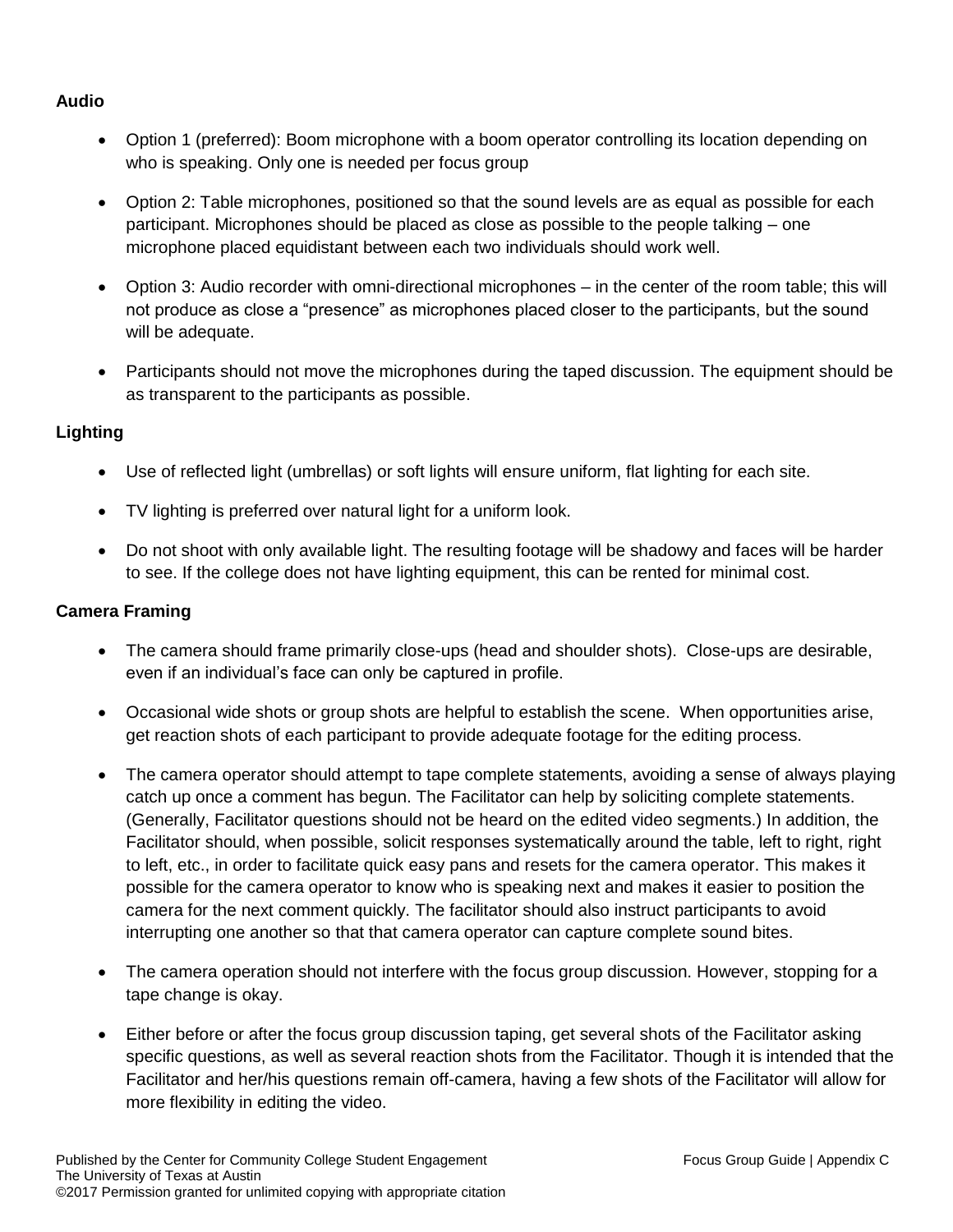**Audio**

- Option 1 (preferred): Boom microphone with a boom operator controlling its location depending on who is speaking. Only one is needed per focus group
- Option 2: Table microphones, positioned so that the sound levels are as equal as possible for each participant. Microphones should be placed as close as possible to the people talking – one microphone placed equidistant between each two individuals should work well.
- Option 3: Audio recorder with omni-directional microphones – in the center of the room table; this will not produce as close a "presence" as microphones placed closer to the participants, but the sound will be adequate.
- Participants should not move the microphones during the taped discussion. The equipment should be as transparent to the participants as possible.

**Lighting**

- Use of reflected light (umbrellas) or soft lights will ensure uniform, flat lighting for each site.
- TV lighting is preferred over natural light for a uniform look.
- Do not shoot with only available light. The resulting footage will be shadowy and faces will be harder to see. If the college does not have lighting equipment, this can be rented for minimal cost.

**Camera Framing**

- The camera should frame primarily close-ups (head and shoulder shots). Close-ups are desirable, even if an individual's face can only be captured in profile.
- Occasional wide shots or group shots are helpful to establish the scene. When opportunities arise, get reaction shots of each participant to provide adequate footage for the editing process.
- The camera operator should attempt to tape complete statements, avoiding a sense of always playing catch up once a comment has begun. The Facilitator can help by soliciting complete statements. (Generally, Facilitator questions should not be heard on the edited video segments.) In addition, the Facilitator should, when possible, solicit responses systematically around the table, left to right, right to left, etc., in order to facilitate quick easy pans and resets for the camera operator. This makes it possible for the camera operator to know who is speaking next and makes it easier to position the camera for the next comment quickly. The facilitator should also instruct participants to avoid interrupting one another so that that camera operator can capture complete sound bites.
- The camera operation should not interfere with the focus group discussion. However, stopping for a tape change is okay.
- Either before or after the focus group discussion taping, get several shots of the Facilitator asking specific questions, as well as several reaction shots from the Facilitator. Though it is intended that the Facilitator and her/his questions remain off-camera, having a few shots of the Facilitator will allow for more flexibility in editing the video.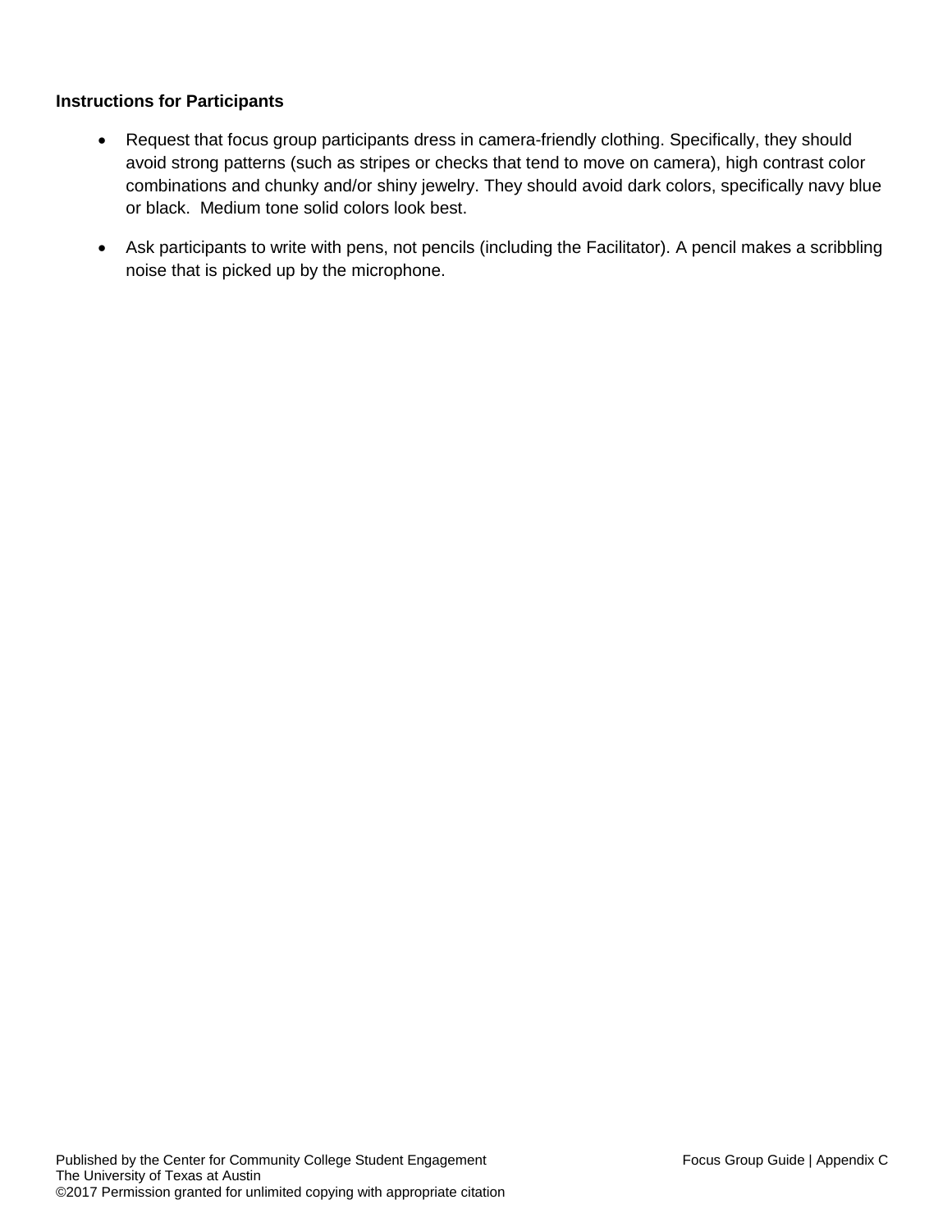**Instructions for Participants**

- Request that focus group participants dress in camera-friendly clothing. Specifically, they should avoid strong patterns (such as stripes or checks that tend to move on camera), high contrast color combinations and chunky and/or shiny jewelry. They should avoid dark colors, specifically navy blue or black. Medium tone solid colors look best.
- Ask participants to write with pens, not pencils (including the Facilitator). A pencil makes a scribbling noise that is picked up by the microphone.